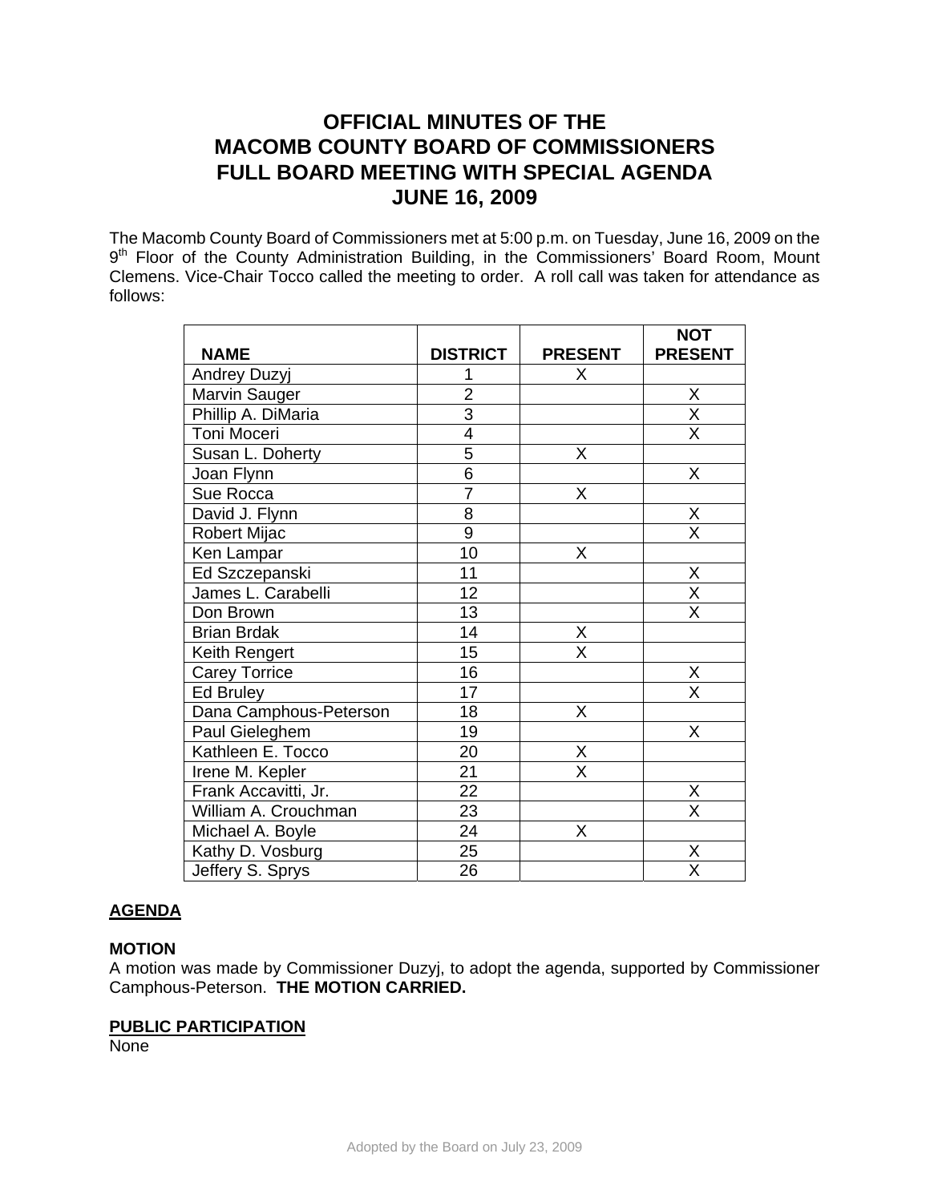# OFFICIAL MINUTES OF THE MACOMB COUNTY BOARD OF COMMISSIONERS FULL BOARD MEETING WITH SPECIAL AGENDA JUNE 16, 2009

The Macomb County Board of Commissioners met at 5:00 p.m. on Tuesday, June 16, 2009 on the 9th Floor of the County Administration Building, in the Commissioners' Board Room, Mount Clemens. Vice-Chair Tocco called the meeting to order. A roll call was taken for attendance as follows:

| NAME | DISTRICT | PRESENT | NOT PRESENT |
|---|---|---|---|
| Andrey Duzyj | 1 | X | |
| Marvin Sauger | 2 | | X |
| Phillip A. DiMaria | 3 | | X |
| Toni Moceri | 4 | | X |
| Susan L. Doherty | 5 | X | |
| Joan Flynn | 6 | | X |
| Sue Rocca | 7 | X | |
| David J. Flynn | 8 | | X |
| Robert Mijac | 9 | | X |
| Ken Lampar | 10 | X | |
| Ed Szczepanski | 11 | | X |
| James L. Carabelli | 12 | | X |
| Don Brown | 13 | | X |
| Brian Brdak | 14 | X | |
| Keith Rengert | 15 | X | |
| Carey Torrice | 16 | | X |
| Ed Bruley | 17 | | X |
| Dana Camphous-Peterson | 18 | X | |
| Paul Gieleghem | 19 | | X |
| Kathleen E. Tocco | 20 | X | |
| Irene M. Kepler | 21 | X | |
| Frank Accavitti, Jr. | 22 | | X |
| William A. Crouchman | 23 | | X |
| Michael A. Boyle | 24 | X | |
| Kathy D. Vosburg | 25 | | X |
| Jeffery S. Sprys | 26 | | X |

## AGENDA

**MOTION**

A motion was made by Commissioner Duzyj, to adopt the agenda, supported by Commissioner Camphous-Peterson. **THE MOTION CARRIED.**

## PUBLIC PARTICIPATION

None

Adopted by the Board on July 23, 2009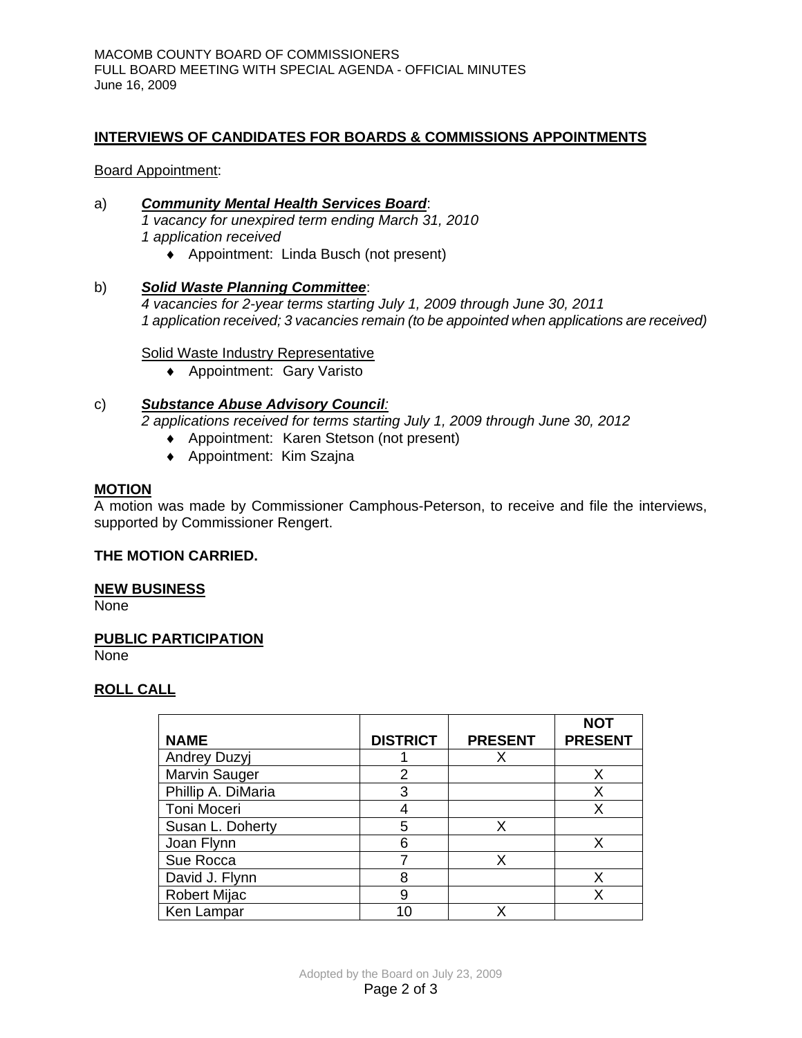## INTERVIEWS OF CANDIDATES FOR BOARDS & COMMISSIONS APPOINTMENTS

Board Appointment:

a) ***Community Mental Health Services Board***:
*1 vacancy for unexpired term ending March 31, 2010*
*1 application received*
- Appointment: Linda Busch (not present)

b) ***Solid Waste Planning Committee***:
*4 vacancies for 2-year terms starting July 1, 2009 through June 30, 2011*
*1 application received; 3 vacancies remain (to be appointed when applications are received)*

Solid Waste Industry Representative
- Appointment: Gary Varisto

c) ***Substance Abuse Advisory Council:***
*2 applications received for terms starting July 1, 2009 through June 30, 2012*
- Appointment: Karen Stetson (not present)
- Appointment: Kim Szajna

**MOTION**
A motion was made by Commissioner Camphous-Peterson, to receive and file the interviews, supported by Commissioner Rengert.

**THE MOTION CARRIED.**

**NEW BUSINESS**
None

**PUBLIC PARTICIPATION**
None

**ROLL CALL**

| NAME | DISTRICT | PRESENT | NOT PRESENT |
|---|---|---|---|
| Andrey Duzyj | 1 | X | |
| Marvin Sauger | 2 | | X |
| Phillip A. DiMaria | 3 | | X |
| Toni Moceri | 4 | | X |
| Susan L. Doherty | 5 | X | |
| Joan Flynn | 6 | | X |
| Sue Rocca | 7 | X | |
| David J. Flynn | 8 | | X |
| Robert Mijac | 9 | | X |
| Ken Lampar | 10 | X | |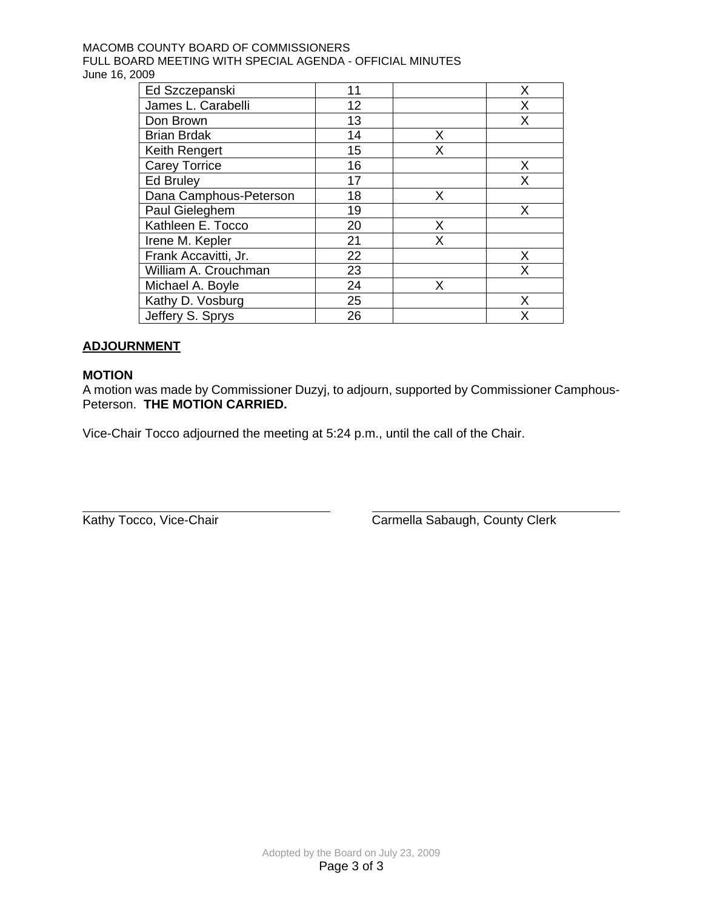| | | | |
|---|---|---|---|
| Ed Szczepanski | 11 | | X |
| James L. Carabelli | 12 | | X |
| Don Brown | 13 | | X |
| Brian Brdak | 14 | X | |
| Keith Rengert | 15 | X | |
| Carey Torrice | 16 | | X |
| Ed Bruley | 17 | | X |
| Dana Camphous-Peterson | 18 | X | |
| Paul Gieleghem | 19 | | X |
| Kathleen E. Tocco | 20 | X | |
| Irene M. Kepler | 21 | X | |
| Frank Accavitti, Jr. | 22 | | X |
| William A. Crouchman | 23 | | X |
| Michael A. Boyle | 24 | X | |
| Kathy D. Vosburg | 25 | | X |
| Jeffery S. Sprys | 26 | | X |

**ADJOURNMENT**

**MOTION**

A motion was made by Commissioner Duzyj, to adjourn, supported by Commissioner Camphous-Peterson. **THE MOTION CARRIED.**

Vice-Chair Tocco adjourned the meeting at 5:24 p.m., until the call of the Chair.

Kathy Tocco, Vice-Chair

Carmella Sabaugh, County Clerk

Adopted by the Board on July 23, 2009